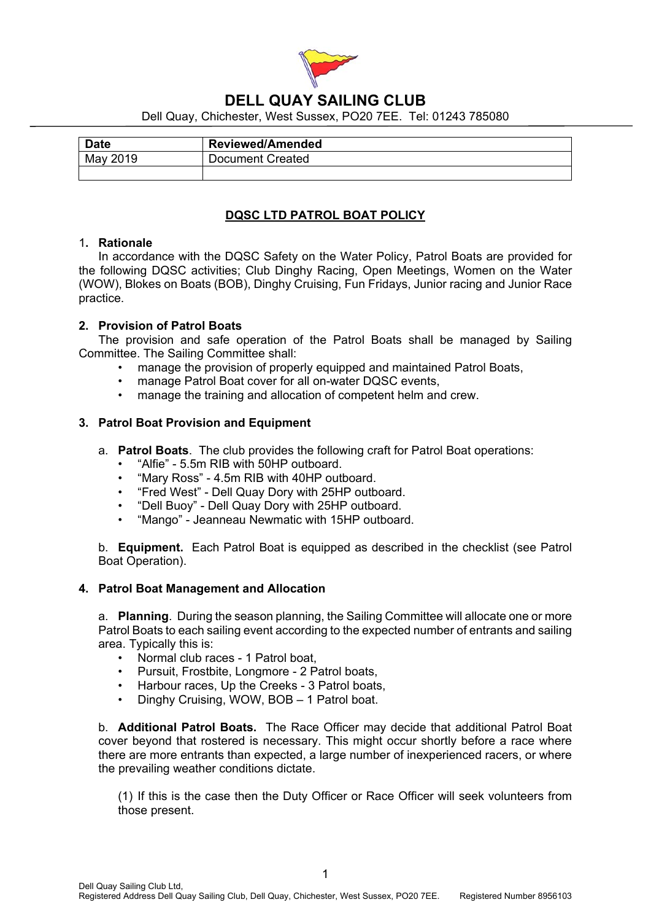# DELL QUAY SAILING CLUB

Dell Quay, Chichester, West Sussex, PO20 7EE. Tel: 01243 785080

| Date | Reviewed/Amended |
|---|---|
| May 2019 | Document Created |
| | |

## DQSC LTD PATROL BOAT POLICY

### 1. Rationale

In accordance with the DQSC Safety on the Water Policy, Patrol Boats are provided for the following DQSC activities; Club Dinghy Racing, Open Meetings, Women on the Water (WOW), Blokes on Boats (BOB), Dinghy Cruising, Fun Fridays, Junior racing and Junior Race practice.

### 2. Provision of Patrol Boats

The provision and safe operation of the Patrol Boats shall be managed by Sailing Committee. The Sailing Committee shall:

- manage the provision of properly equipped and maintained Patrol Boats,
- manage Patrol Boat cover for all on-water DQSC events,
- manage the training and allocation of competent helm and crew.

### 3. Patrol Boat Provision and Equipment

a. **Patrol Boats**. The club provides the following craft for Patrol Boat operations:

- "Alfie" - 5.5m RIB with 50HP outboard.
- "Mary Ross" - 4.5m RIB with 40HP outboard.
- "Fred West" - Dell Quay Dory with 25HP outboard.
- "Dell Buoy" - Dell Quay Dory with 25HP outboard.
- "Mango" - Jeanneau Newmatic with 15HP outboard.

b. **Equipment.** Each Patrol Boat is equipped as described in the checklist (see Patrol Boat Operation).

### 4. Patrol Boat Management and Allocation

a. **Planning**. During the season planning, the Sailing Committee will allocate one or more Patrol Boats to each sailing event according to the expected number of entrants and sailing area. Typically this is:

- Normal club races - 1 Patrol boat,
- Pursuit, Frostbite, Longmore - 2 Patrol boats,
- Harbour races, Up the Creeks - 3 Patrol boats,
- Dinghy Cruising, WOW, BOB – 1 Patrol boat.

b. **Additional Patrol Boats.** The Race Officer may decide that additional Patrol Boat cover beyond that rostered is necessary. This might occur shortly before a race where there are more entrants than expected, a large number of inexperienced racers, or where the prevailing weather conditions dictate.

(1) If this is the case then the Duty Officer or Race Officer will seek volunteers from those present.

Dell Quay Sailing Club Ltd,
Registered Address Dell Quay Sailing Club, Dell Quay, Chichester, West Sussex, PO20 7EE. Registered Number 8956103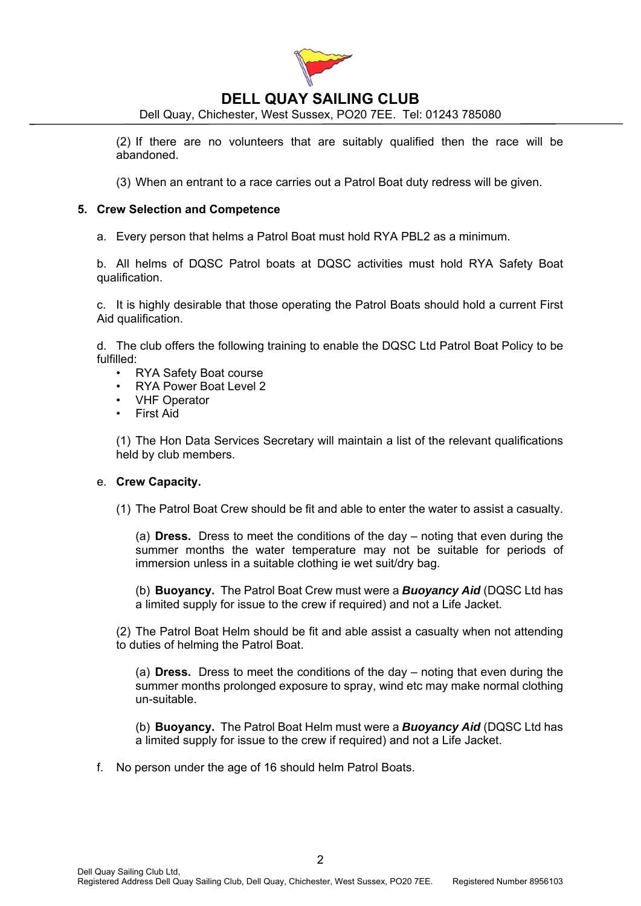(2) If there are no volunteers that are suitably qualified then the race will be abandoned.

(3) When an entrant to a race carries out a Patrol Boat duty redress will be given.

## 5. Crew Selection and Competence

a. Every person that helms a Patrol Boat must hold RYA PBL2 as a minimum.

b. All helms of DQSC Patrol boats at DQSC activities must hold RYA Safety Boat qualification.

c. It is highly desirable that those operating the Patrol Boats should hold a current First Aid qualification.

d. The club offers the following training to enable the DQSC Ltd Patrol Boat Policy to be fulfilled:

- RYA Safety Boat course
- RYA Power Boat Level 2
- VHF Operator
- First Aid

(1) The Hon Data Services Secretary will maintain a list of the relevant qualifications held by club members.

e. **Crew Capacity.**

(1) The Patrol Boat Crew should be fit and able to enter the water to assist a casualty.

(a) **Dress.** Dress to meet the conditions of the day – noting that even during the summer months the water temperature may not be suitable for periods of immersion unless in a suitable clothing ie wet suit/dry bag.

(b) **Buoyancy.** The Patrol Boat Crew must were a ***Buoyancy Aid*** (DQSC Ltd has a limited supply for issue to the crew if required) and not a Life Jacket.

(2) The Patrol Boat Helm should be fit and able assist a casualty when not attending to duties of helming the Patrol Boat.

(a) **Dress.** Dress to meet the conditions of the day – noting that even during the summer months prolonged exposure to spray, wind etc may make normal clothing un-suitable.

(b) **Buoyancy.** The Patrol Boat Helm must were a ***Buoyancy Aid*** (DQSC Ltd has a limited supply for issue to the crew if required) and not a Life Jacket.

f. No person under the age of 16 should helm Patrol Boats.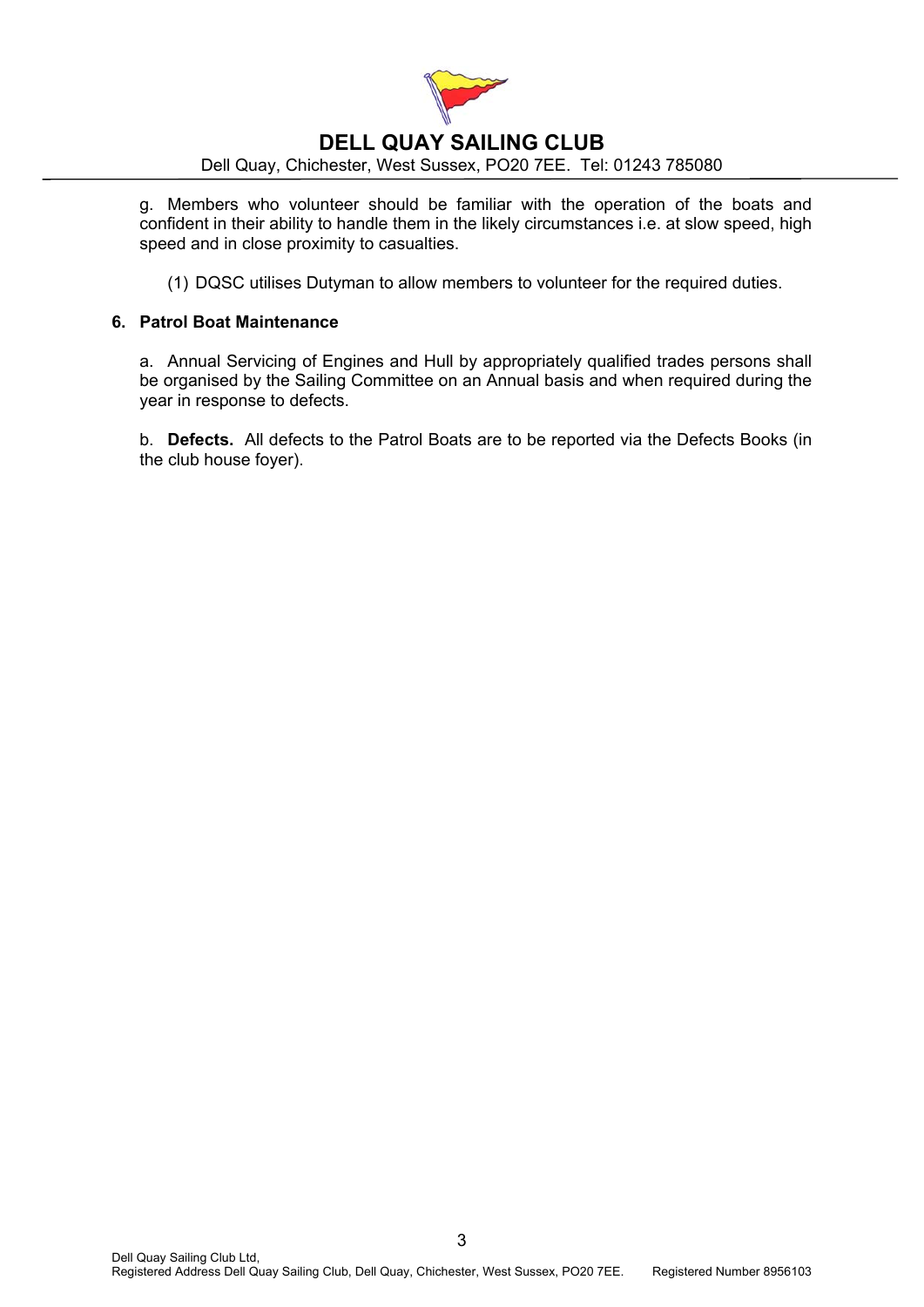g. Members who volunteer should be familiar with the operation of the boats and confident in their ability to handle them in the likely circumstances i.e. at slow speed, high speed and in close proximity to casualties.

(1) DQSC utilises Dutyman to allow members to volunteer for the required duties.

**6. Patrol Boat Maintenance**

a. Annual Servicing of Engines and Hull by appropriately qualified trades persons shall be organised by the Sailing Committee on an Annual basis and when required during the year in response to defects.

b. **Defects.** All defects to the Patrol Boats are to be reported via the Defects Books (in the club house foyer).